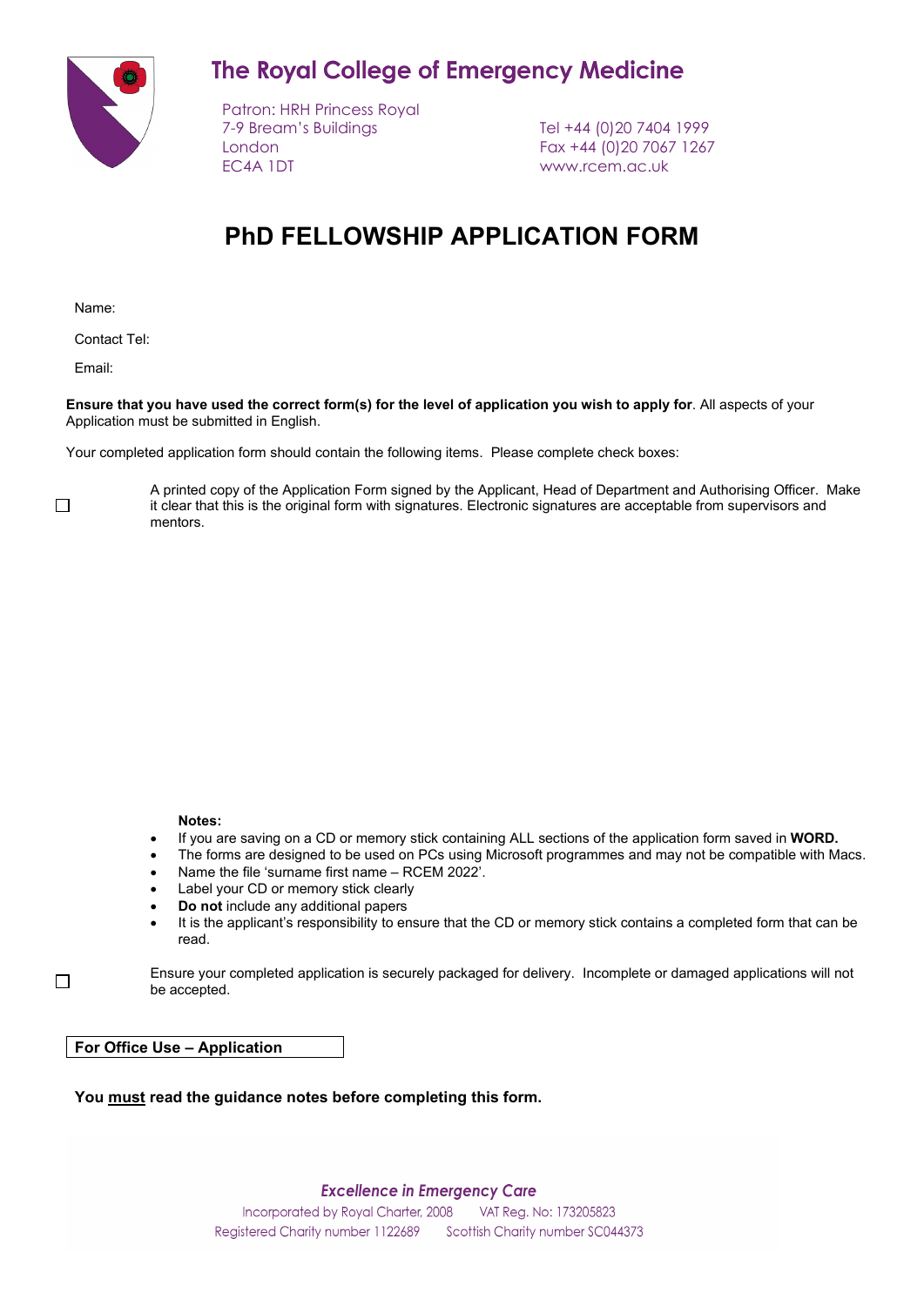# The Royal College of Emergency Medicine

Patron: HRH Princess Royal
7-9 Bream's Buildings
London
EC4A 1DT

Tel +44 (0)20 7404 1999
Fax +44 (0)20 7067 1267
www.rcem.ac.uk

## PhD FELLOWSHIP APPLICATION FORM

Name:

Contact Tel:

Email:

**Ensure that you have used the correct form(s) for the level of application you wish to apply for**. All aspects of your Application must be submitted in English.

Your completed application form should contain the following items. Please complete check boxes:

☐ A printed copy of the Application Form signed by the Applicant, Head of Department and Authorising Officer. Make it clear that this is the original form with signatures. Electronic signatures are acceptable from supervisors and mentors.

**Notes:**

- If you are saving on a CD or memory stick containing ALL sections of the application form saved in **WORD.**
- The forms are designed to be used on PCs using Microsoft programmes and may not be compatible with Macs.
- Name the file 'surname first name – RCEM 2022'.
- Label your CD or memory stick clearly
- **Do not** include any additional papers
- It is the applicant's responsibility to ensure that the CD or memory stick contains a completed form that can be read.

☐ Ensure your completed application is securely packaged for delivery. Incomplete or damaged applications will not be accepted.

| For Office Use – Application |
|---|

**You must read the guidance notes before completing this form.**

*Excellence in Emergency Care*

Incorporated by Royal Charter, 2008 VAT Reg. No: 173205823
Registered Charity number 1122689 Scottish Charity number SC044373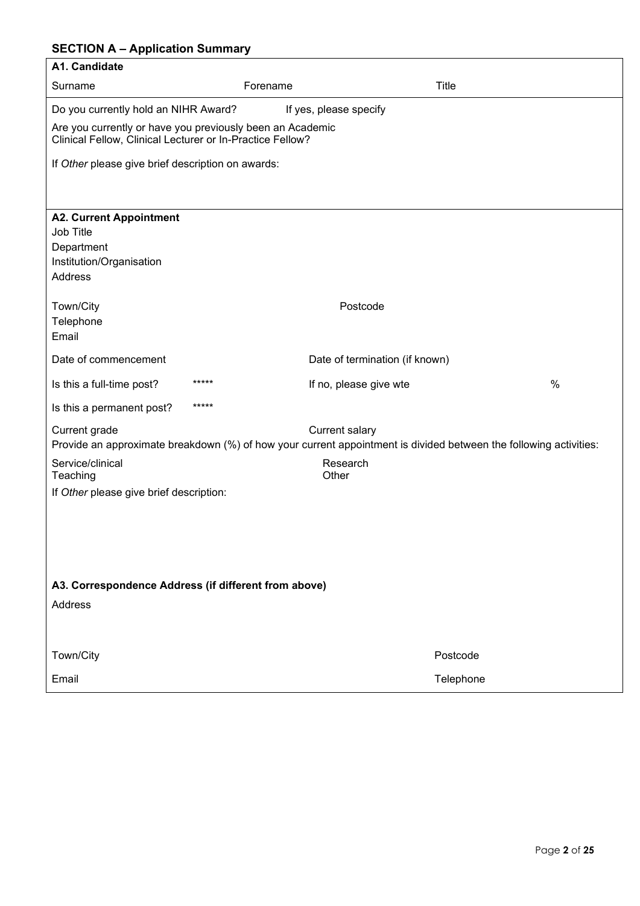## SECTION A – Application Summary

**A1. Candidate**

| Surname | Forename | Title |
|---|---|---|
| | | |

Do you currently hold an NIHR Award? If yes, please specify

Are you currently or have you previously been an Academic Clinical Fellow, Clinical Lecturer or In-Practice Fellow?

If *Other* please give brief description on awards:

**A2. Current Appointment**

Job Title

Department

Institution/Organisation

Address

Town/City Postcode

Telephone

Email

Date of commencement Date of termination (if known)

Is this a full-time post? ***** If no, please give wte %

Is this a permanent post? *****

Current grade Current salary

Provide an approximate breakdown (%) of how your current appointment is divided between the following activities:

| Service/clinical | Research |
|---|---|
| Teaching | Other |

If *Other* please give brief description:

**A3. Correspondence Address (if different from above)**

Address

Town/City Postcode

Email Telephone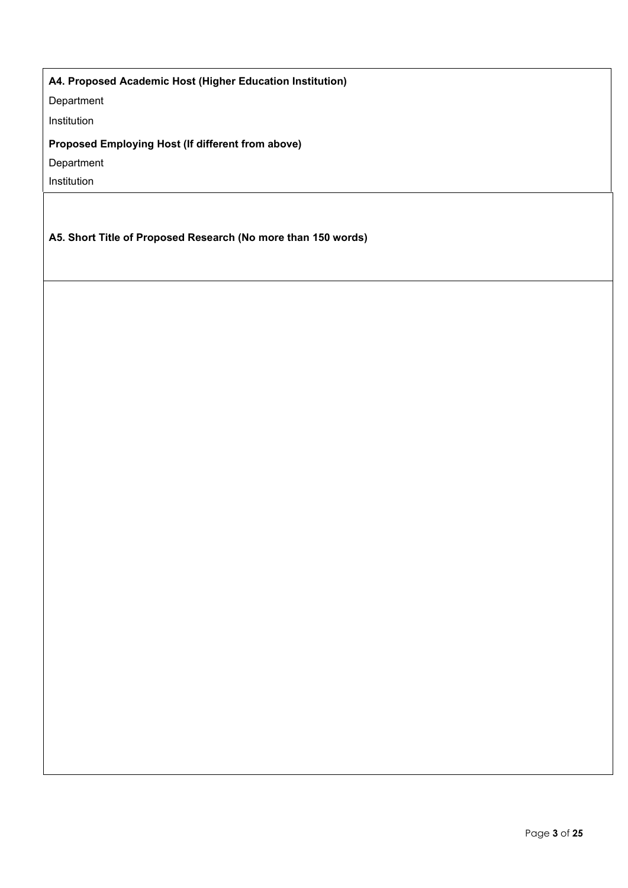**A4. Proposed Academic Host (Higher Education Institution)**

Department

Institution

**Proposed Employing Host (If different from above)**

Department

Institution

**A5. Short Title of Proposed Research (No more than 150 words)**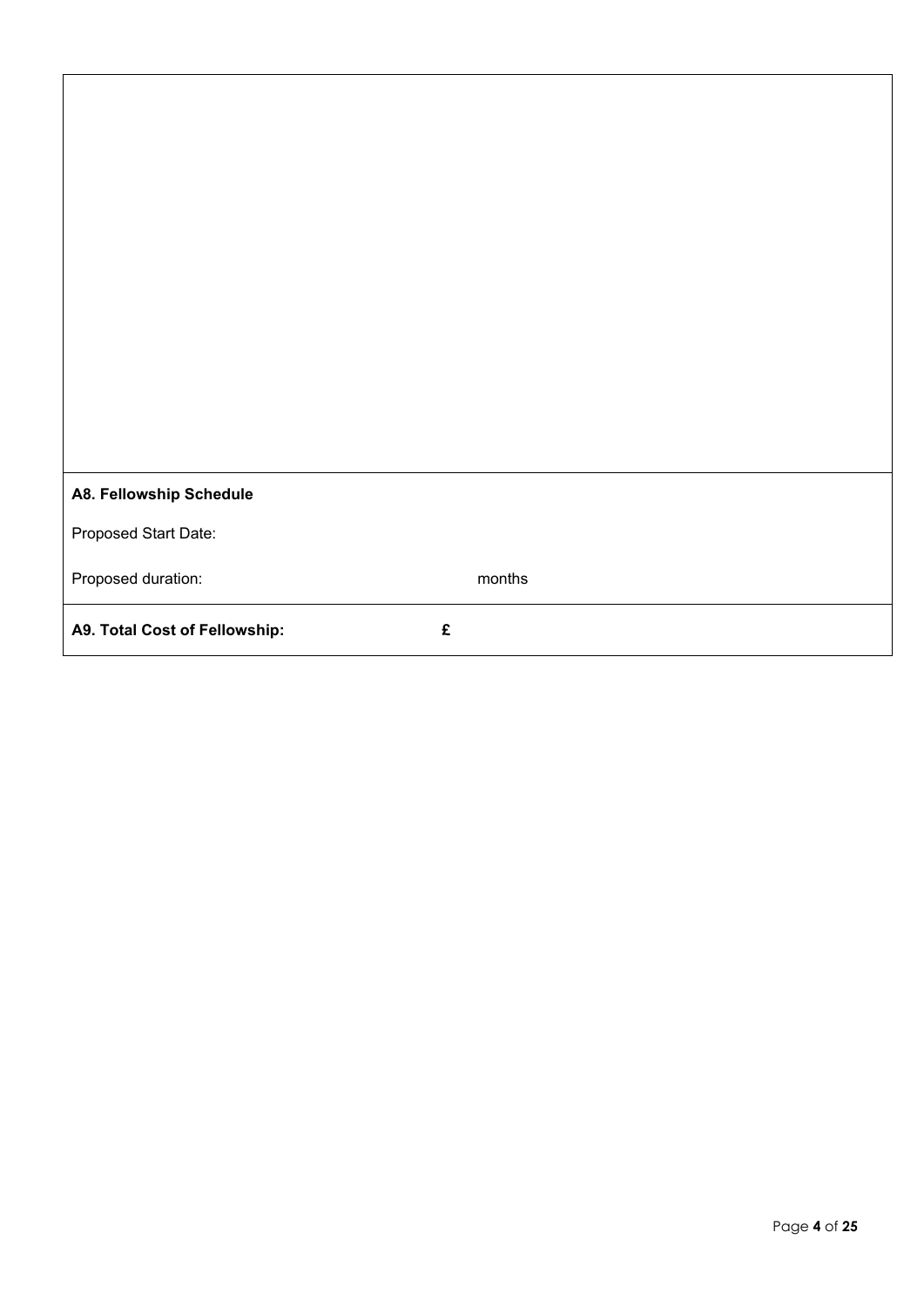**A8. Fellowship Schedule**

Proposed Start Date:

Proposed duration: months

**A9. Total Cost of Fellowship:** **£**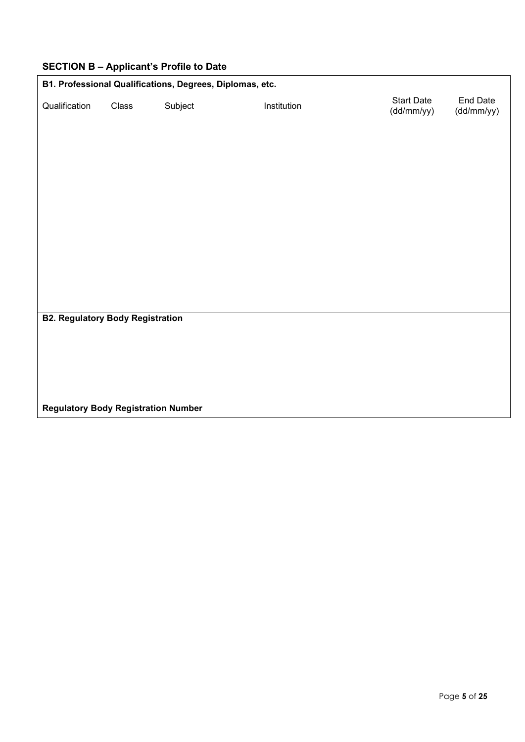## SECTION B – Applicant's Profile to Date

**B1. Professional Qualifications, Degrees, Diplomas, etc.**

| Qualification | Class | Subject | Institution | Start Date (dd/mm/yy) | End Date (dd/mm/yy) |
| --- | --- | --- | --- | --- | --- |
| | | | | | |

**B2. Regulatory Body Registration**

**Regulatory Body Registration Number**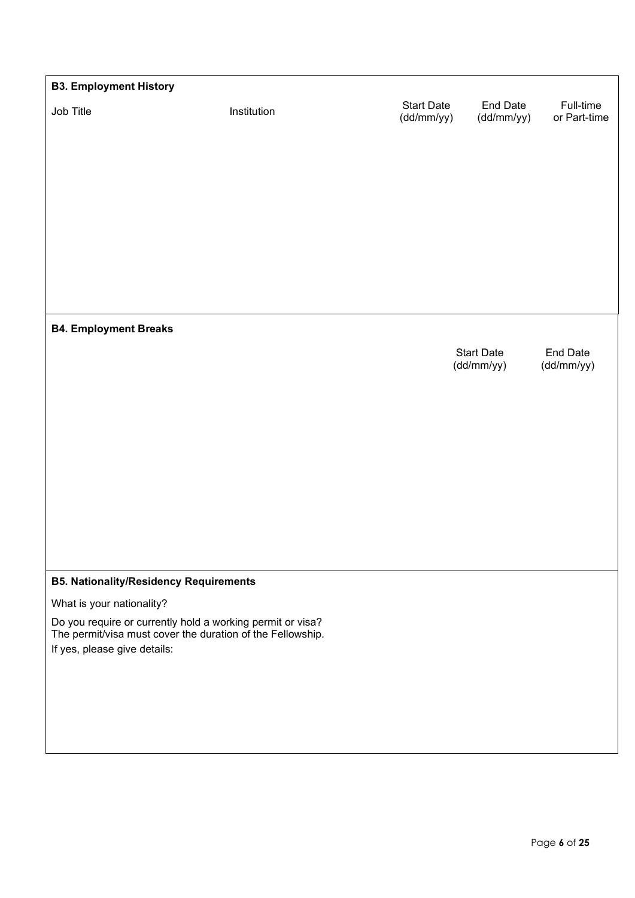**B3. Employment History**

| Job Title | Institution | Start Date (dd/mm/yy) | End Date (dd/mm/yy) | Full-time or Part-time |
|---|---|---|---|---|
| | | | | |

**B4. Employment Breaks**

| | Start Date (dd/mm/yy) | End Date (dd/mm/yy) |
|---|---|---|
| | | |

**B5. Nationality/Residency Requirements**

What is your nationality?

Do you require or currently hold a working permit or visa?
The permit/visa must cover the duration of the Fellowship.

If yes, please give details: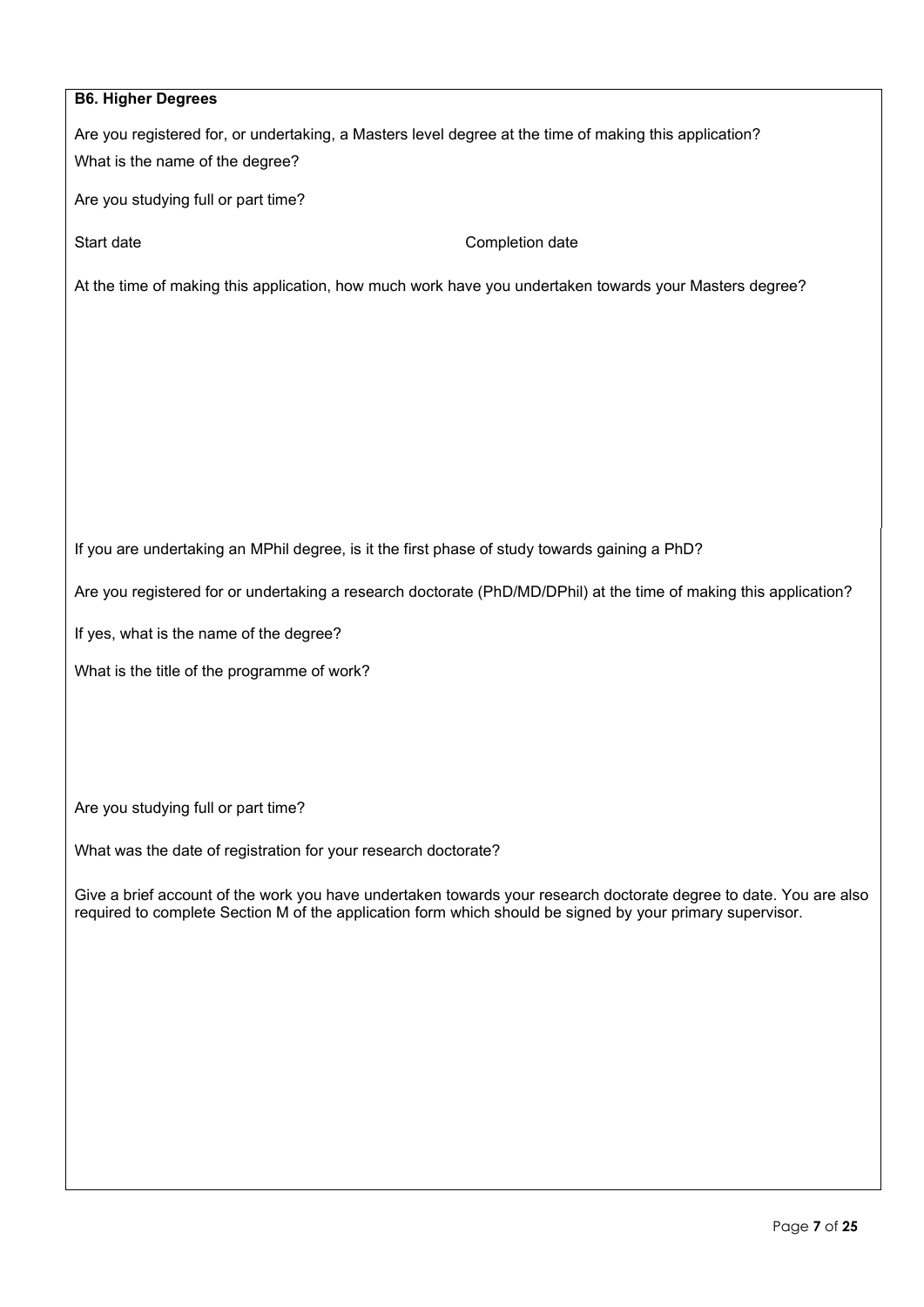**B6. Higher Degrees**

Are you registered for, or undertaking, a Masters level degree at the time of making this application?

What is the name of the degree?

Are you studying full or part time?

Start date Completion date

At the time of making this application, how much work have you undertaken towards your Masters degree?

If you are undertaking an MPhil degree, is it the first phase of study towards gaining a PhD?

Are you registered for or undertaking a research doctorate (PhD/MD/DPhil) at the time of making this application?

If yes, what is the name of the degree?

What is the title of the programme of work?

Are you studying full or part time?

What was the date of registration for your research doctorate?

Give a brief account of the work you have undertaken towards your research doctorate degree to date. You are also required to complete Section M of the application form which should be signed by your primary supervisor.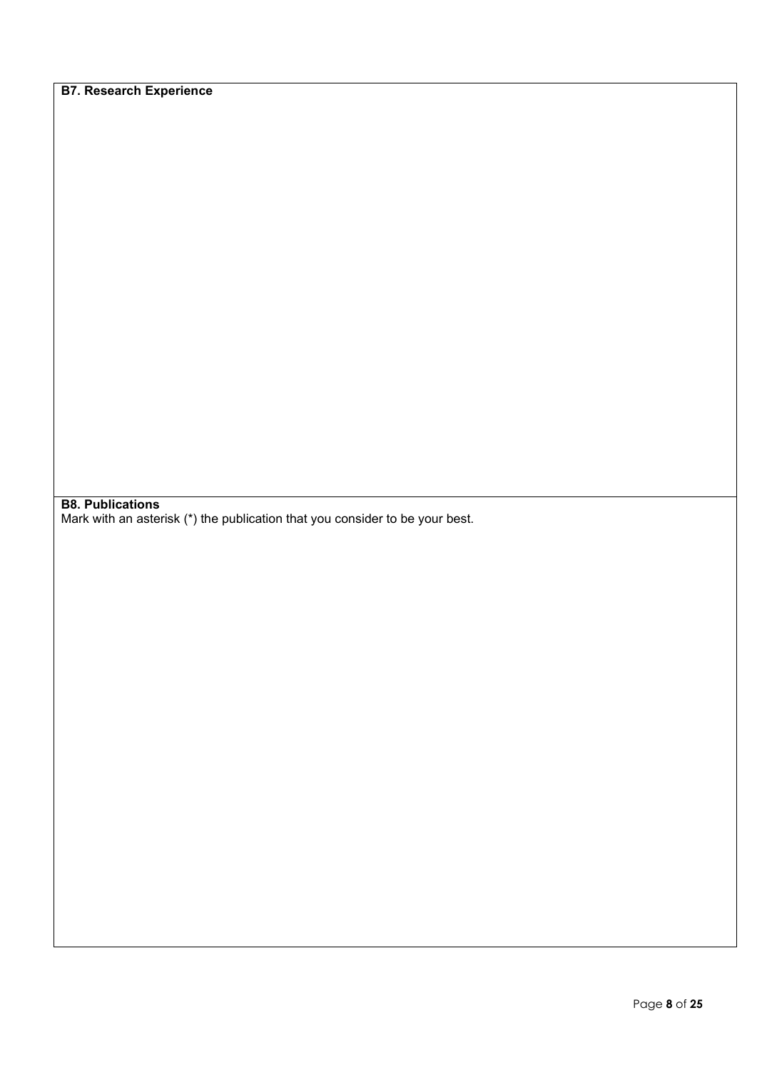**B7. Research Experience**

**B8. Publications**

Mark with an asterisk (*) the publication that you consider to be your best.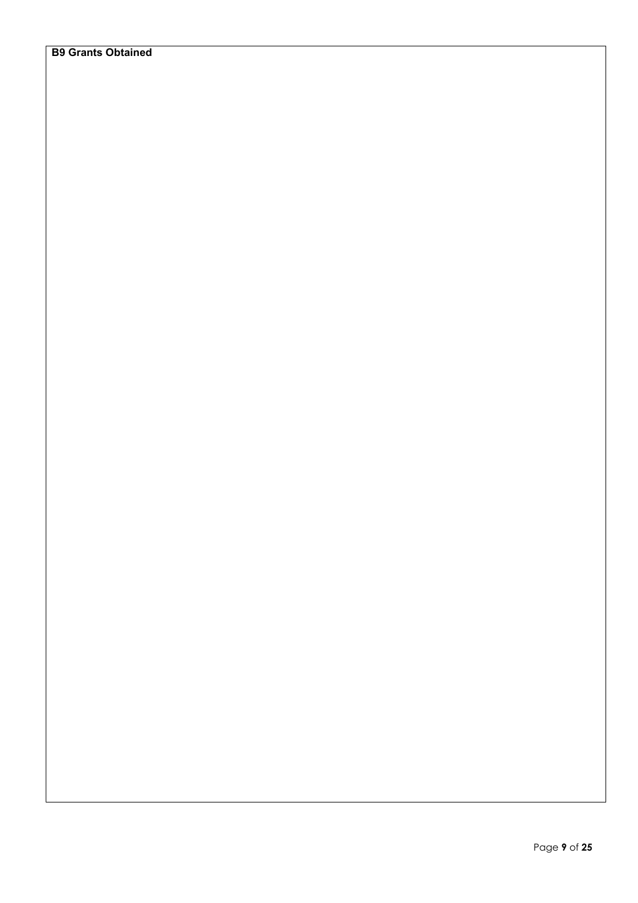**B9 Grants Obtained**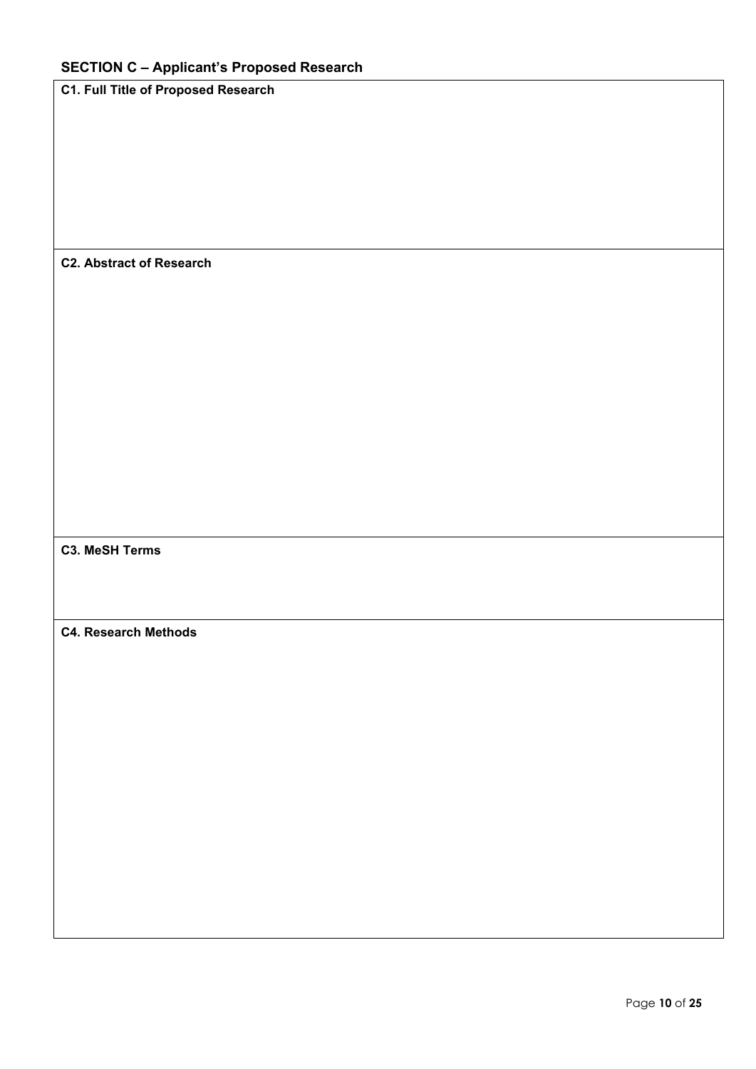## SECTION C – Applicant's Proposed Research

| C1. Full Title of Proposed Research |
| --- |
| |

| C2. Abstract of Research |
| --- |
| |

| C3. MeSH Terms |
| --- |
| |

| C4. Research Methods |
| --- |
| |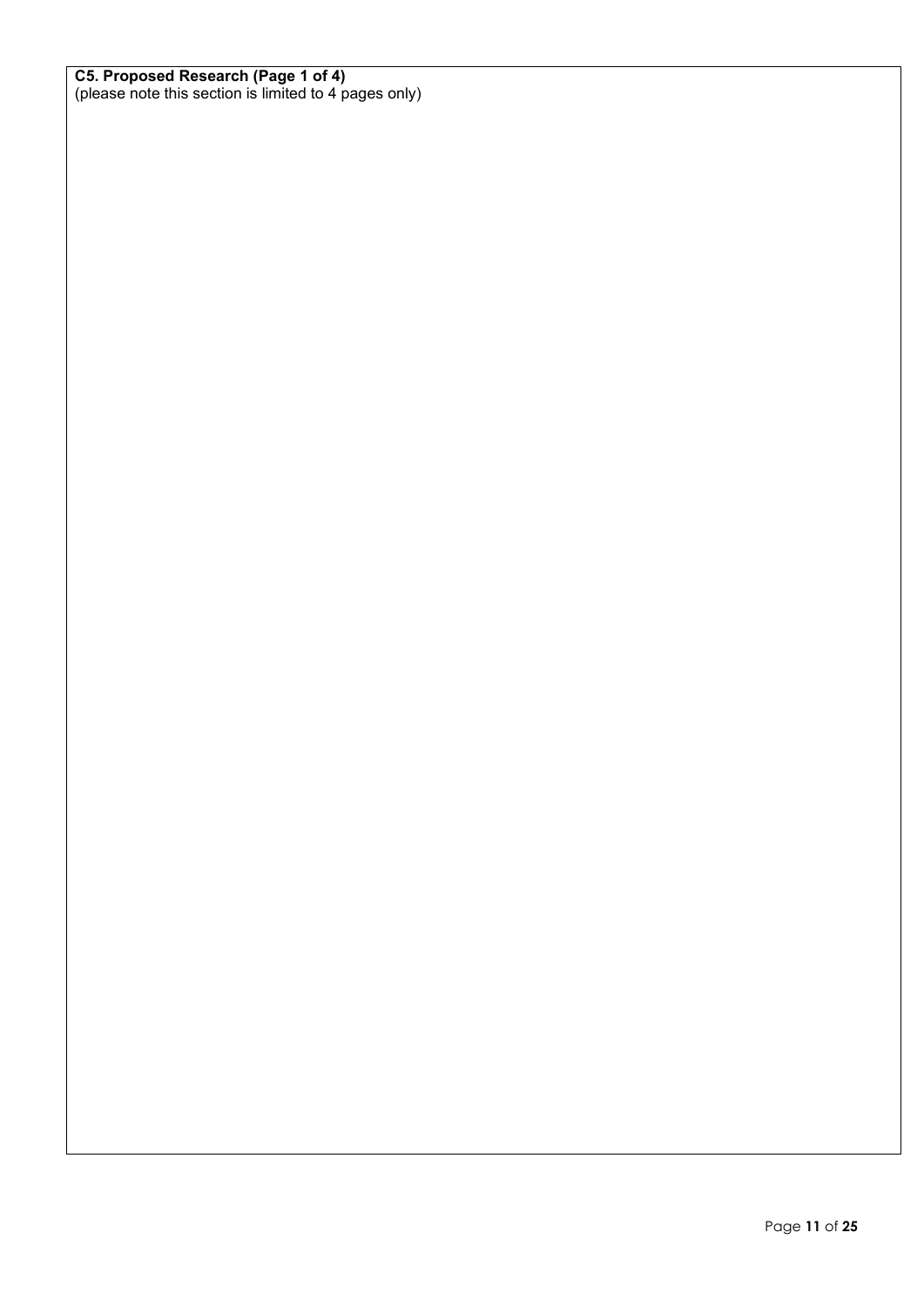**C5. Proposed Research (Page 1 of 4)**
(please note this section is limited to 4 pages only)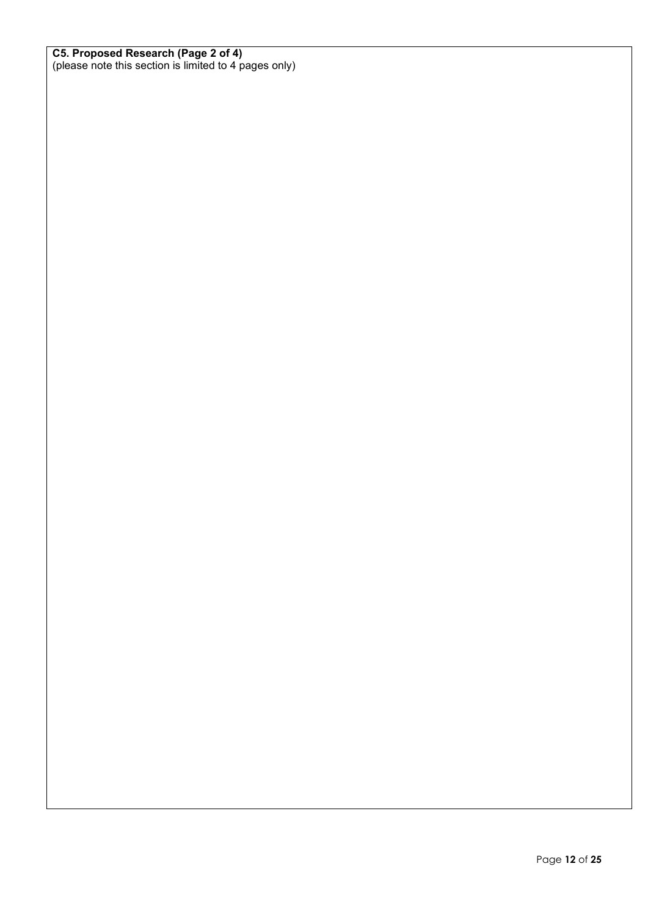**C5. Proposed Research (Page 2 of 4)**
(please note this section is limited to 4 pages only)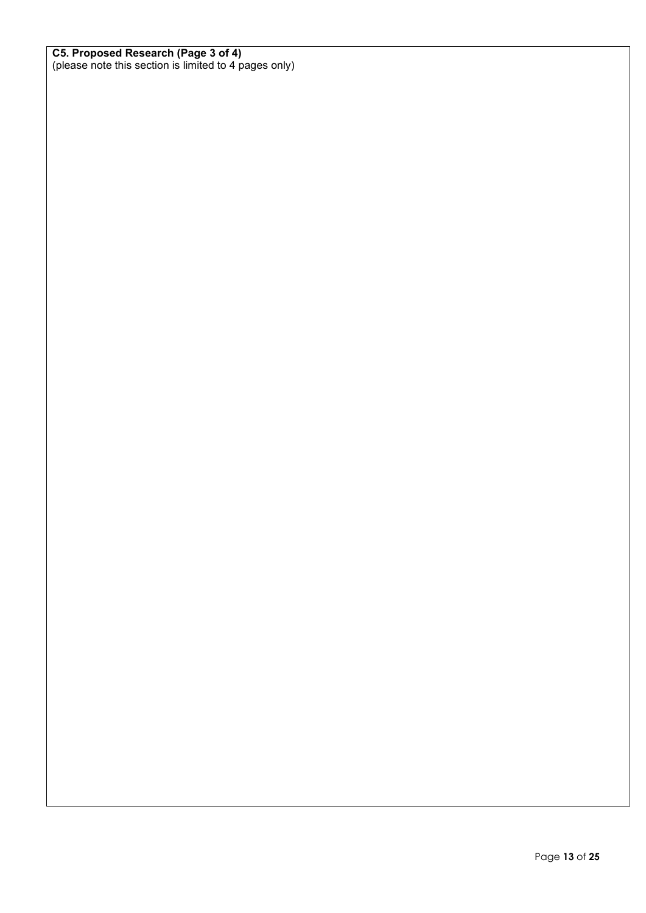**C5. Proposed Research (Page 3 of 4)**
(please note this section is limited to 4 pages only)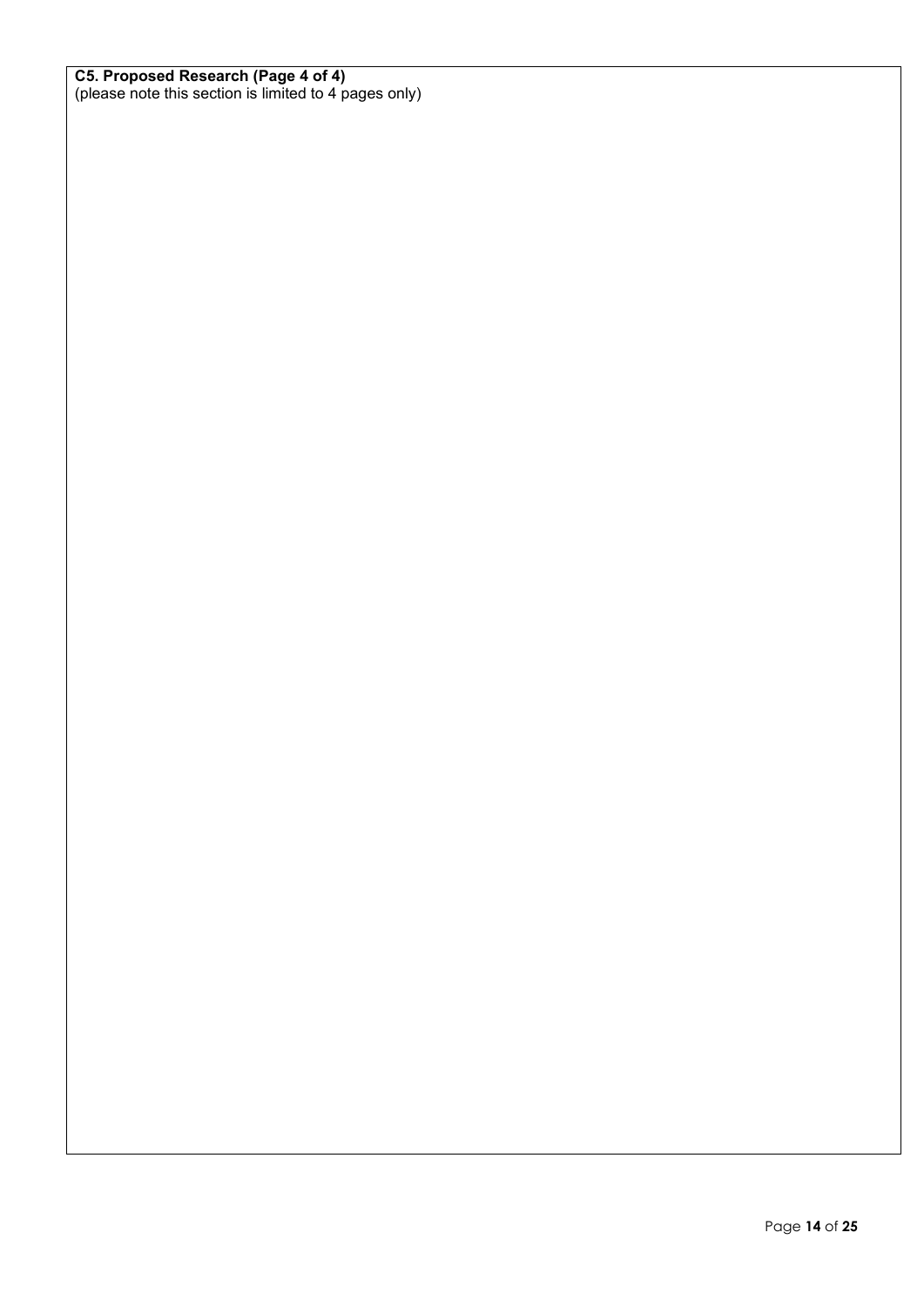**C5. Proposed Research (Page 4 of 4)**
(please note this section is limited to 4 pages only)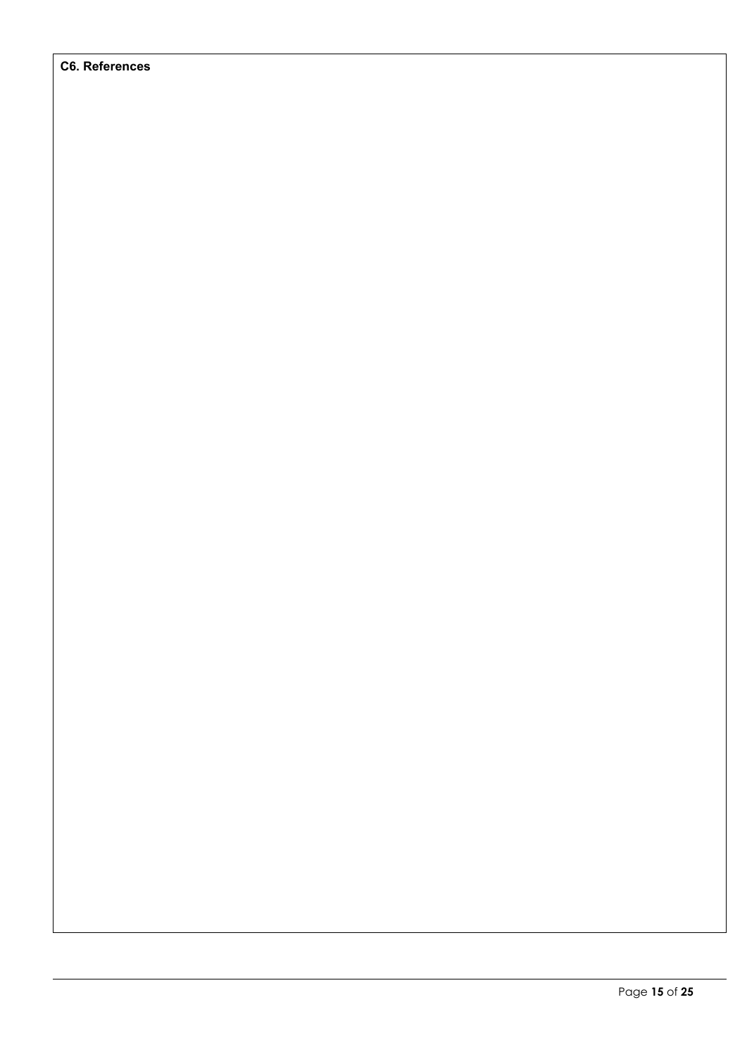**C6. References**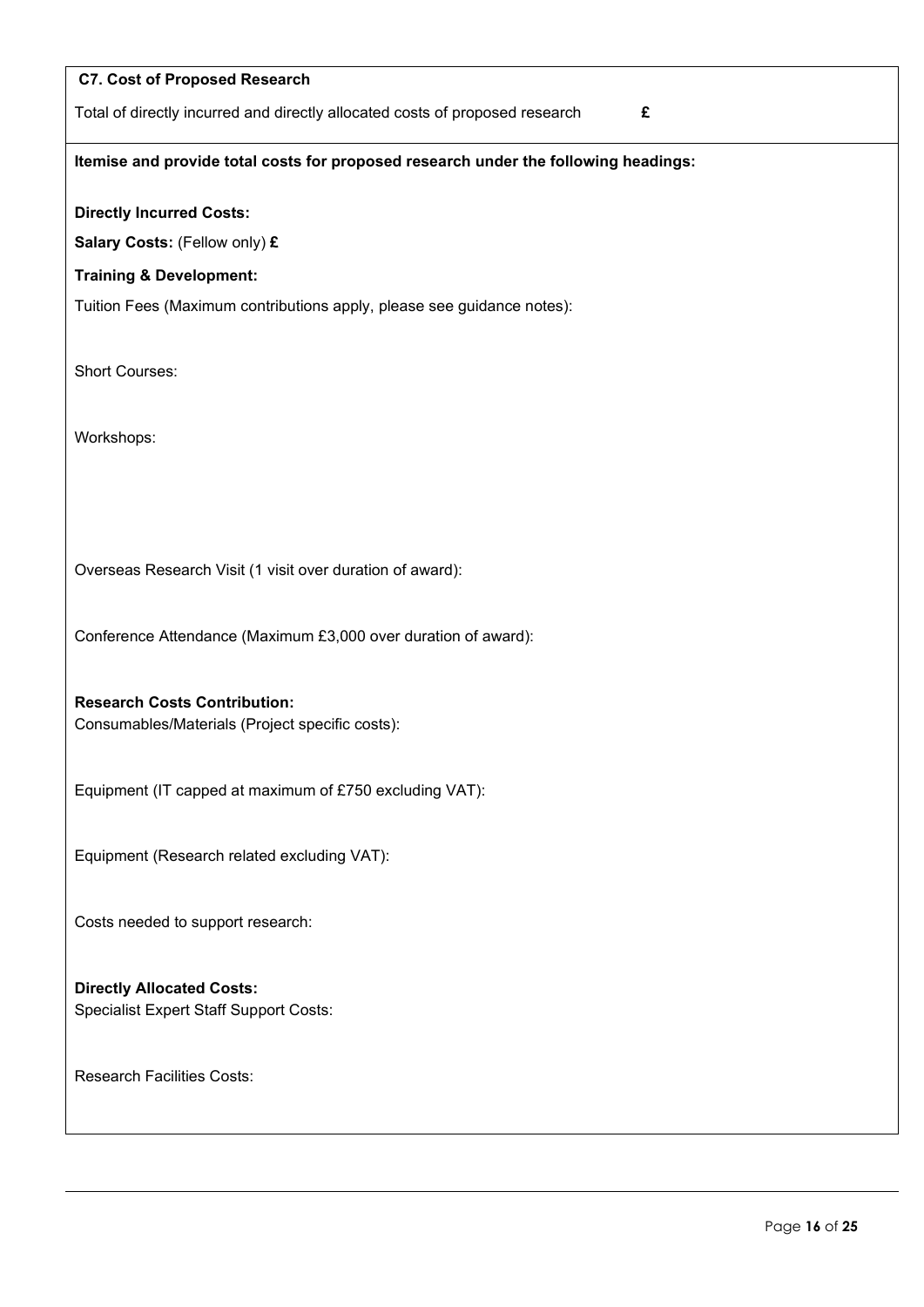**C7. Cost of Proposed Research**

Total of directly incurred and directly allocated costs of proposed research **£**

**Itemise and provide total costs for proposed research under the following headings:**

**Directly Incurred Costs:**

**Salary Costs:** (Fellow only) **£**

**Training & Development:**

Tuition Fees (Maximum contributions apply, please see guidance notes):

Short Courses:

Workshops:

Overseas Research Visit (1 visit over duration of award):

Conference Attendance (Maximum £3,000 over duration of award):

**Research Costs Contribution:**

Consumables/Materials (Project specific costs):

Equipment (IT capped at maximum of £750 excluding VAT):

Equipment (Research related excluding VAT):

Costs needed to support research:

**Directly Allocated Costs:**

Specialist Expert Staff Support Costs:

Research Facilities Costs: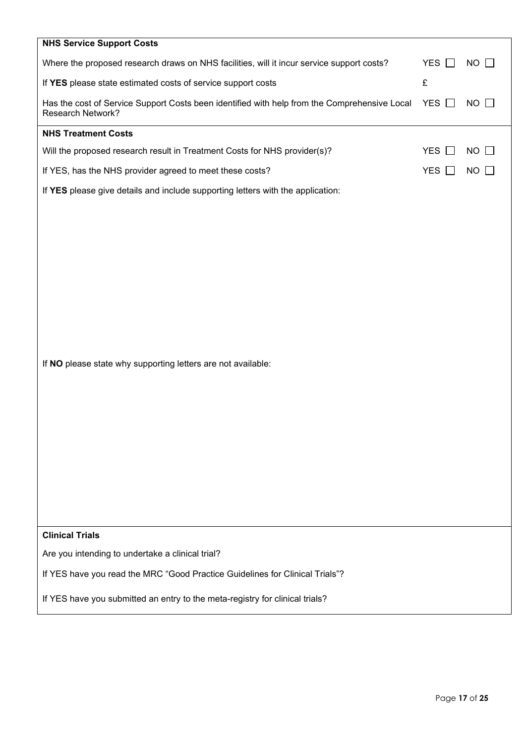**NHS Service Support Costs**

| | | |
|---|---|---|
| Where the proposed research draws on NHS facilities, will it incur service support costs? | YES ☐ | NO ☐ |
| If **YES** please state estimated costs of service support costs | £ | |
| Has the cost of Service Support Costs been identified with help from the Comprehensive Local Research Network? | YES ☐ | NO ☐ |

**NHS Treatment Costs**

| | | |
|---|---|---|
| Will the proposed research result in Treatment Costs for NHS provider(s)? | YES ☐ | NO ☐ |
| If YES, has the NHS provider agreed to meet these costs? | YES ☐ | NO ☐ |

If **YES** please give details and include supporting letters with the application:

If **NO** please state why supporting letters are not available:

**Clinical Trials**

Are you intending to undertake a clinical trial?

If YES have you read the MRC "Good Practice Guidelines for Clinical Trials"?

If YES have you submitted an entry to the meta-registry for clinical trials?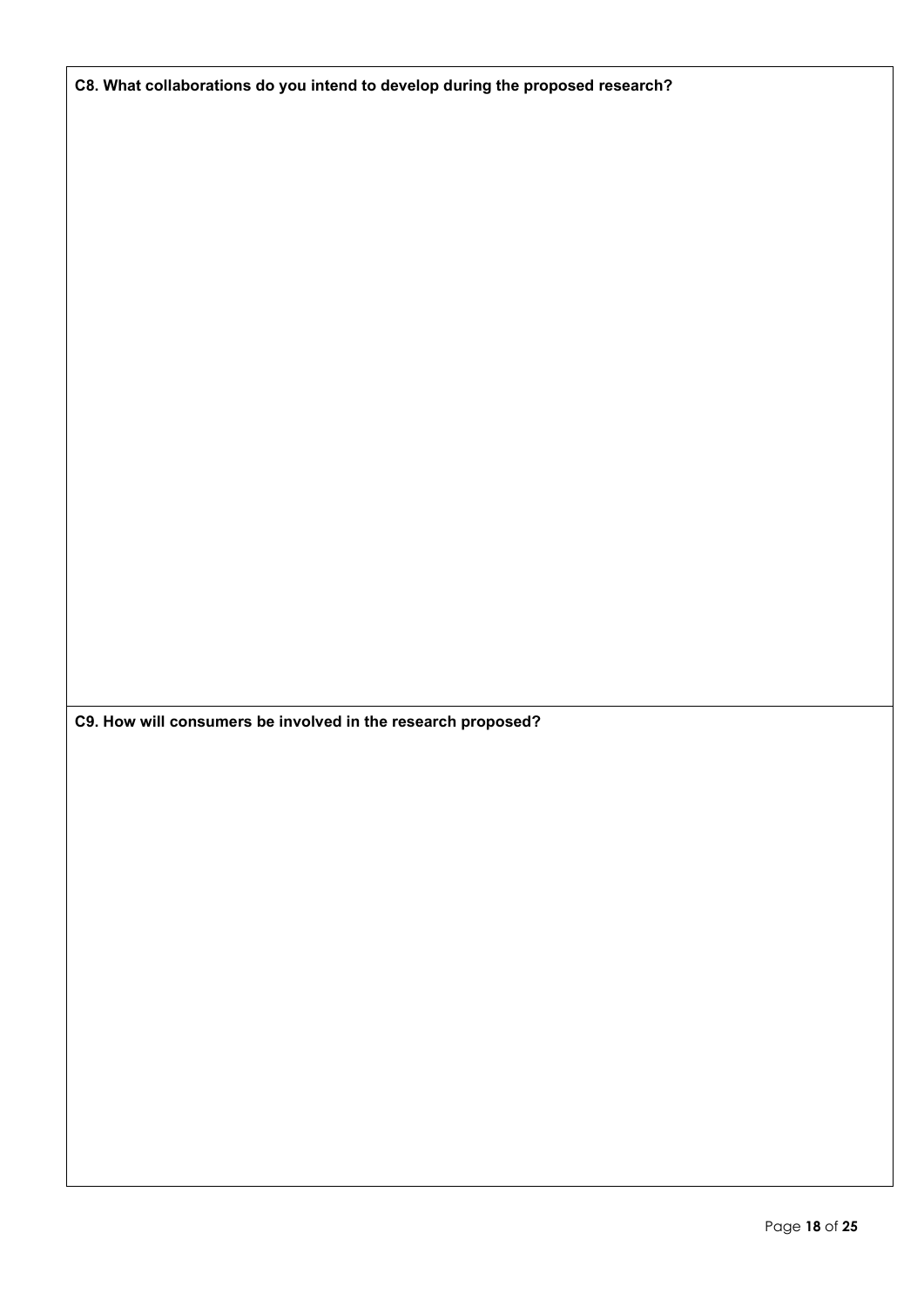**C8. What collaborations do you intend to develop during the proposed research?**

**C9. How will consumers be involved in the research proposed?**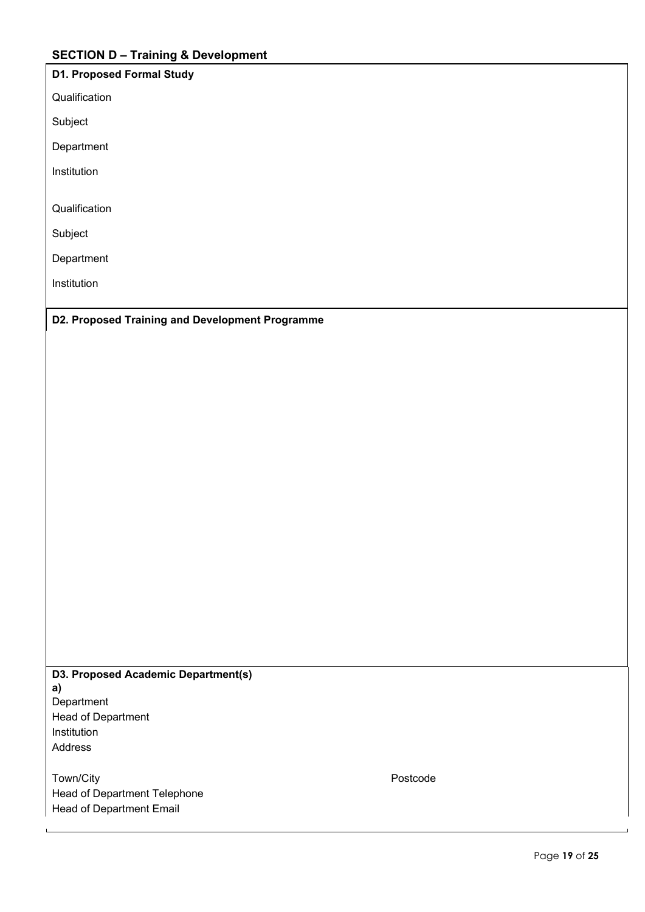## SECTION D – Training & Development

**D1. Proposed Formal Study**

Qualification

Subject

Department

Institution

Qualification

Subject

Department

Institution

**D2. Proposed Training and Development Programme**

**D3. Proposed Academic Department(s)**

**a)**

Department

Head of Department

Institution

Address

Town/City

Postcode

Head of Department Telephone

Head of Department Email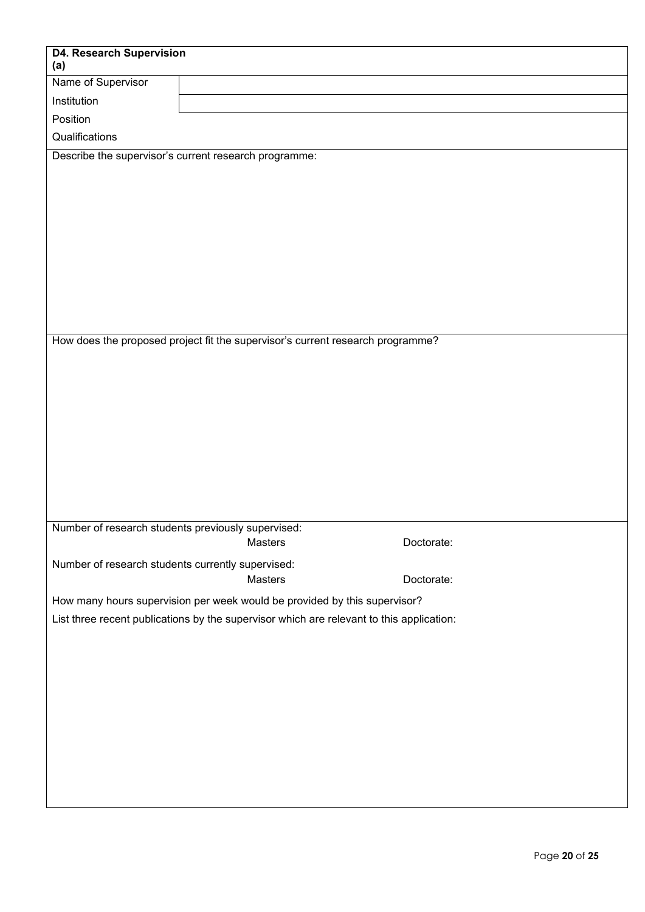**D4. Research Supervision**
**(a)**

| Name of Supervisor | |
|---|---|
| Institution | |
| Position | |
| Qualifications | |

Describe the supervisor's current research programme:

How does the proposed project fit the supervisor's current research programme?

Number of research students previously supervised:

Masters Doctorate:

Number of research students currently supervised:

Masters Doctorate:

How many hours supervision per week would be provided by this supervisor?

List three recent publications by the supervisor which are relevant to this application: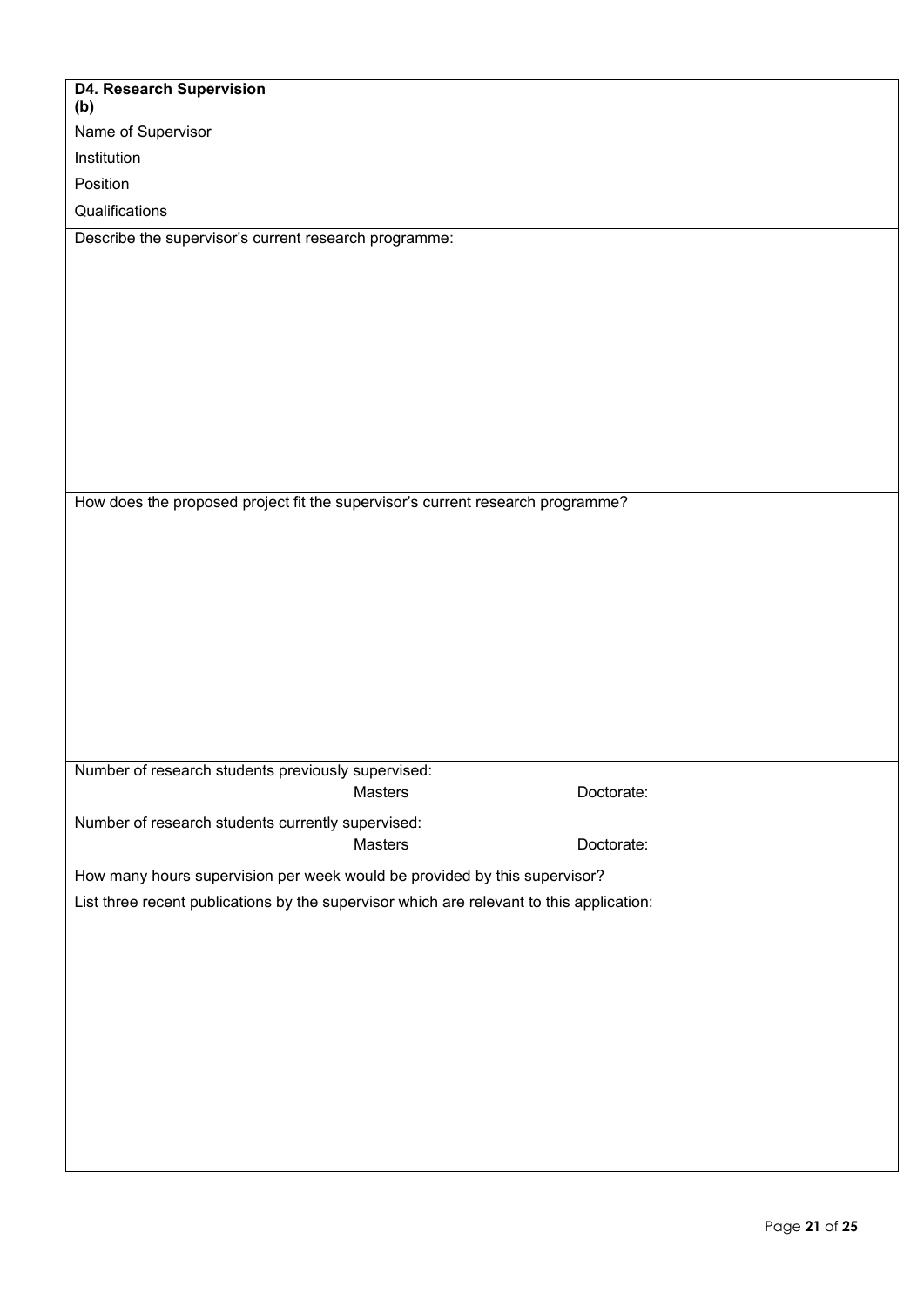**D4. Research Supervision**
**(b)**

Name of Supervisor

Institution

Position

Qualifications

Describe the supervisor's current research programme:

How does the proposed project fit the supervisor's current research programme?

Number of research students previously supervised:

Masters Doctorate:

Number of research students currently supervised:

Masters Doctorate:

How many hours supervision per week would be provided by this supervisor?

List three recent publications by the supervisor which are relevant to this application: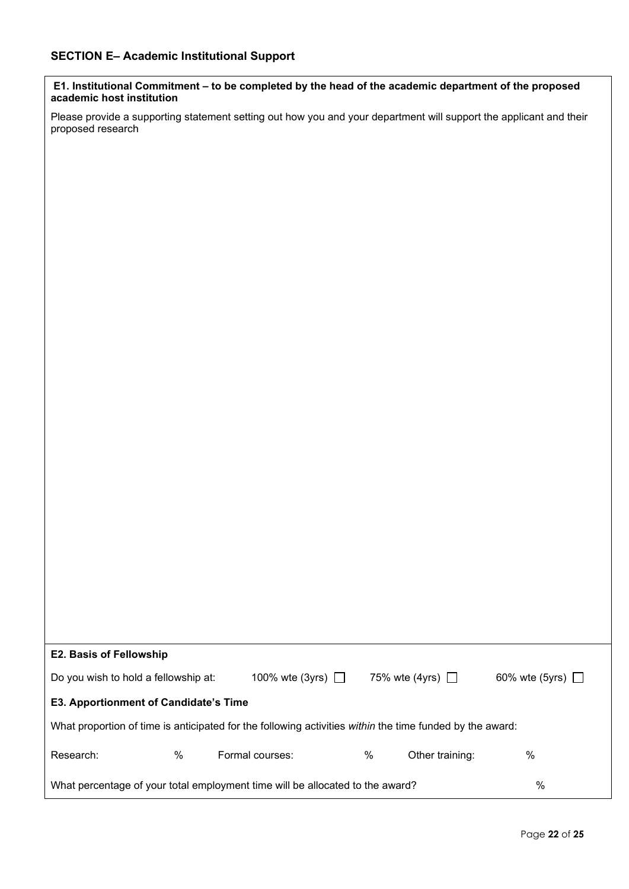## SECTION E– Academic Institutional Support

**E1. Institutional Commitment – to be completed by the head of the academic department of the proposed academic host institution**

Please provide a supporting statement setting out how you and your department will support the applicant and their proposed research

**E2. Basis of Fellowship**

Do you wish to hold a fellowship at: 100% wte (3yrs) ☐ 75% wte (4yrs) ☐ 60% wte (5yrs) ☐

**E3. Apportionment of Candidate's Time**

What proportion of time is anticipated for the following activities *within* the time funded by the award:

Research: % Formal courses: % Other training: %

What percentage of your total employment time will be allocated to the award? %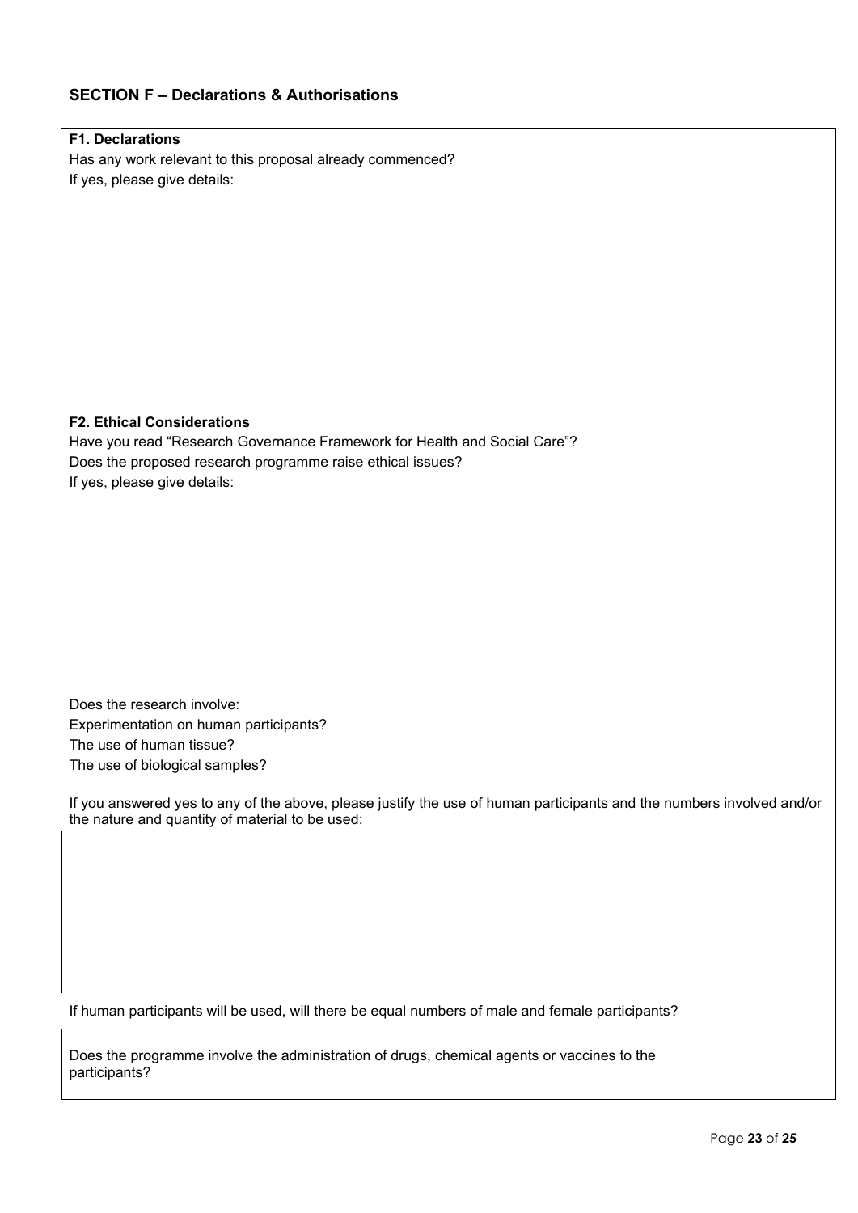## SECTION F – Declarations & Authorisations

**F1. Declarations**

Has any work relevant to this proposal already commenced?

If yes, please give details:

**F2. Ethical Considerations**

Have you read "Research Governance Framework for Health and Social Care"?

Does the proposed research programme raise ethical issues?

If yes, please give details:

Does the research involve:

Experimentation on human participants?

The use of human tissue?

The use of biological samples?

If you answered yes to any of the above, please justify the use of human participants and the numbers involved and/or the nature and quantity of material to be used:

If human participants will be used, will there be equal numbers of male and female participants?

Does the programme involve the administration of drugs, chemical agents or vaccines to the participants?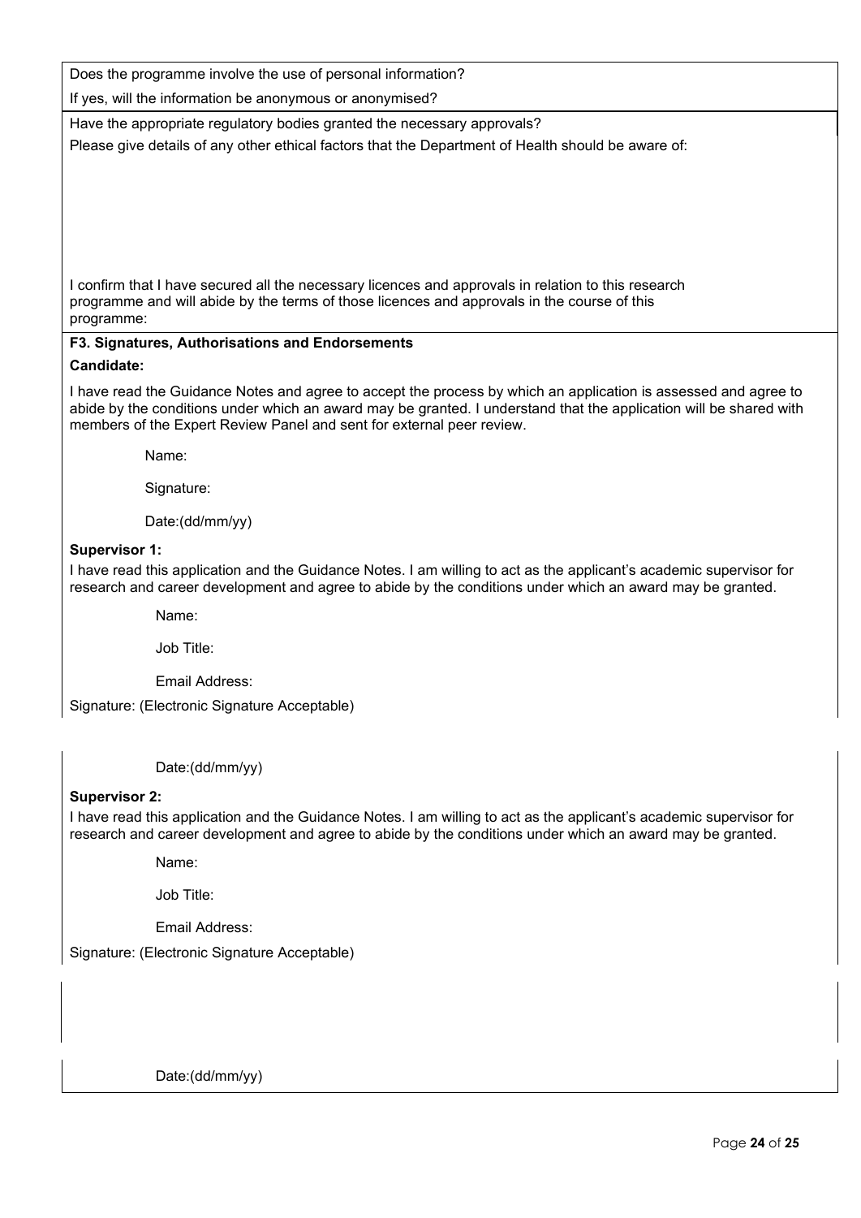Does the programme involve the use of personal information?

If yes, will the information be anonymous or anonymised?

Have the appropriate regulatory bodies granted the necessary approvals?

Please give details of any other ethical factors that the Department of Health should be aware of:

I confirm that I have secured all the necessary licences and approvals in relation to this research programme and will abide by the terms of those licences and approvals in the course of this programme:

### F3. Signatures, Authorisations and Endorsements

**Candidate:**

I have read the Guidance Notes and agree to accept the process by which an application is assessed and agree to abide by the conditions under which an award may be granted. I understand that the application will be shared with members of the Expert Review Panel and sent for external peer review.

Name:

Signature:

Date:(dd/mm/yy)

**Supervisor 1:**

I have read this application and the Guidance Notes. I am willing to act as the applicant's academic supervisor for research and career development and agree to abide by the conditions under which an award may be granted.

Name:

Job Title:

Email Address:

Signature: (Electronic Signature Acceptable)

Date:(dd/mm/yy)

**Supervisor 2:**

I have read this application and the Guidance Notes. I am willing to act as the applicant's academic supervisor for research and career development and agree to abide by the conditions under which an award may be granted.

Name:

Job Title:

Email Address:

Signature: (Electronic Signature Acceptable)

Date:(dd/mm/yy)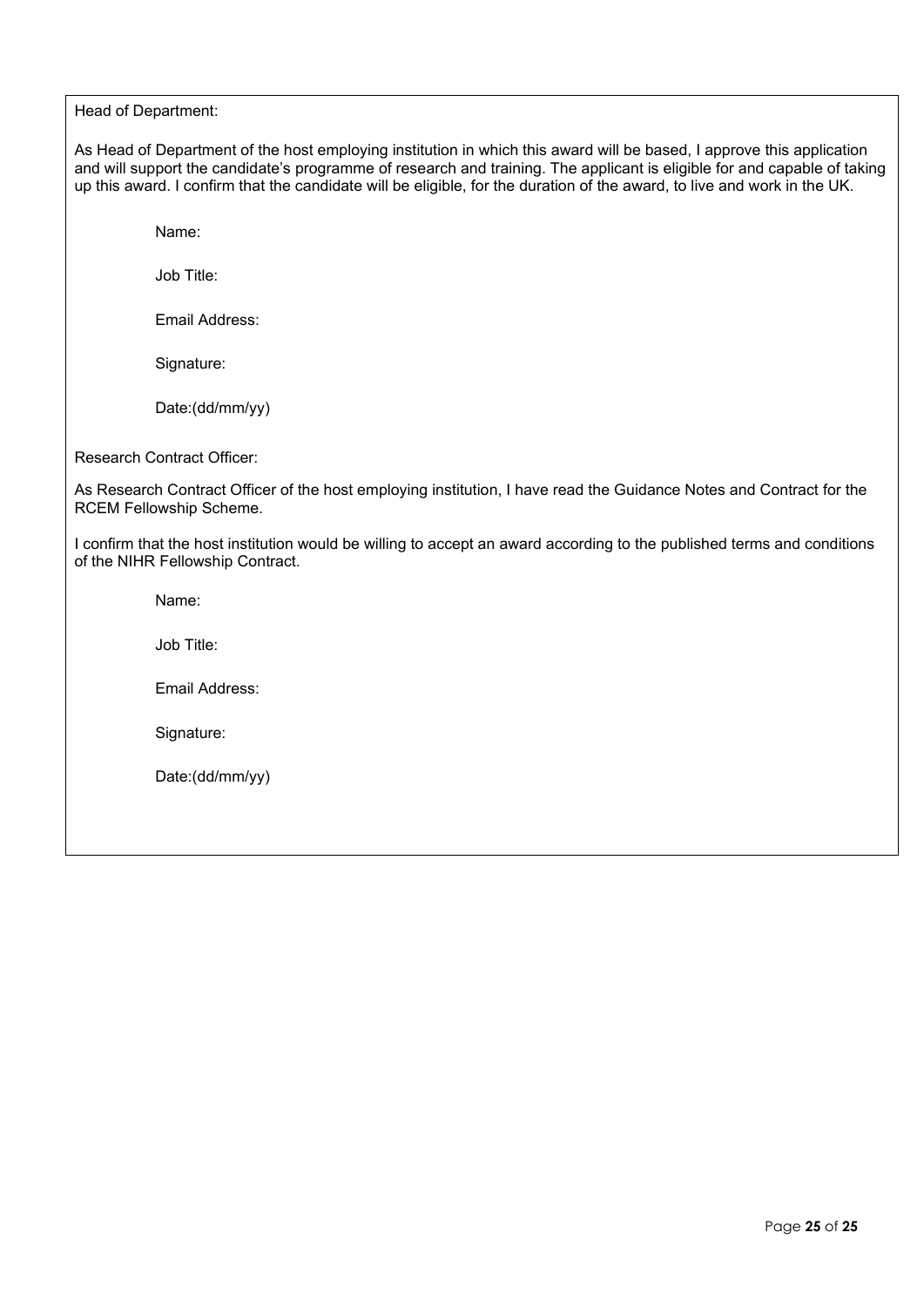Head of Department:

As Head of Department of the host employing institution in which this award will be based, I approve this application and will support the candidate's programme of research and training. The applicant is eligible for and capable of taking up this award. I confirm that the candidate will be eligible, for the duration of the award, to live and work in the UK.

Name:

Job Title:

Email Address:

Signature:

Date:(dd/mm/yy)

Research Contract Officer:

As Research Contract Officer of the host employing institution, I have read the Guidance Notes and Contract for the RCEM Fellowship Scheme.

I confirm that the host institution would be willing to accept an award according to the published terms and conditions of the NIHR Fellowship Contract.

Name:

Job Title:

Email Address:

Signature:

Date:(dd/mm/yy)